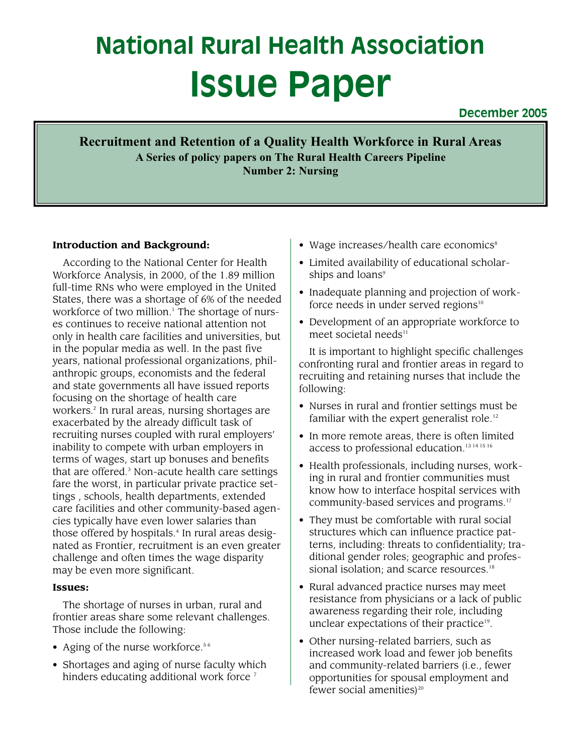# National Rural Health Association

# Issue Paper

**December 2005**

**Recruitment and Retention of a Quality Health Workforce in Rural Areas**
**A Series of policy papers on The Rural Health Careers Pipeline**
**Number 2: Nursing**

### Introduction and Background:

According to the National Center for Health Workforce Analysis, in 2000, of the 1.89 million full-time RNs who were employed in the United States, there was a shortage of 6% of the needed workforce of two million.[1] The shortage of nurses continues to receive national attention not only in health care facilities and universities, but in the popular media as well. In the past five years, national professional organizations, philanthropic groups, economists and the federal and state governments all have issued reports focusing on the shortage of health care workers.[2] In rural areas, nursing shortages are exacerbated by the already difficult task of recruiting nurses coupled with rural employers' inability to compete with urban employers in terms of wages, start up bonuses and benefits that are offered.[3] Non-acute health care settings fare the worst, in particular private practice settings , schools, health departments, extended care facilities and other community-based agencies typically have even lower salaries than those offered by hospitals.[4] In rural areas designated as Frontier, recruitment is an even greater challenge and often times the wage disparity may be even more significant.

### Issues:

The shortage of nurses in urban, rural and frontier areas share some relevant challenges. Those include the following:

- Aging of the nurse workforce.[5,6]
- Shortages and aging of nurse faculty which hinders educating additional work force [7]
- Wage increases/health care economics[8]
- Limited availability of educational scholarships and loans[9]
- Inadequate planning and projection of workforce needs in under served regions[10]
- Development of an appropriate workforce to meet societal needs[11]

It is important to highlight specific challenges confronting rural and frontier areas in regard to recruiting and retaining nurses that include the following:

- Nurses in rural and frontier settings must be familiar with the expert generalist role.[12]
- In more remote areas, there is often limited access to professional education.[13,14,15,16]
- Health professionals, including nurses, working in rural and frontier communities must know how to interface hospital services with community-based services and programs.[17]
- They must be comfortable with rural social structures which can influence practice patterns, including: threats to confidentiality; traditional gender roles; geographic and professional isolation; and scarce resources.[18]
- Rural advanced practice nurses may meet resistance from physicians or a lack of public awareness regarding their role, including unclear expectations of their practice[19].
- Other nursing-related barriers, such as increased work load and fewer job benefits and community-related barriers (i.e., fewer opportunities for spousal employment and fewer social amenities)[20]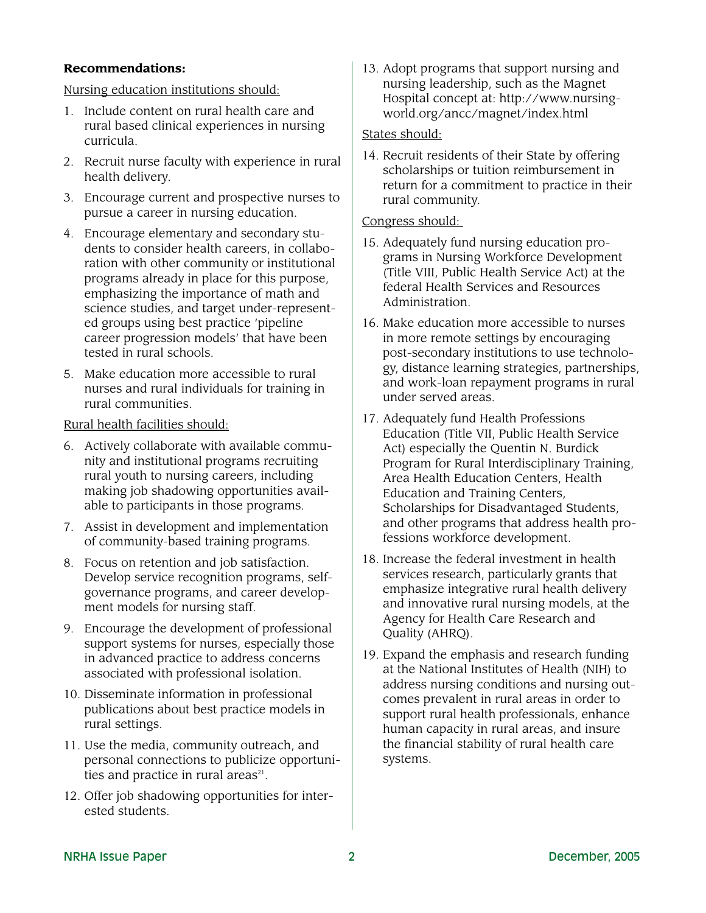**Recommendations:**

Nursing education institutions should:

1. Include content on rural health care and rural based clinical experiences in nursing curricula.
2. Recruit nurse faculty with experience in rural health delivery.
3. Encourage current and prospective nurses to pursue a career in nursing education.
4. Encourage elementary and secondary students to consider health careers, in collaboration with other community or institutional programs already in place for this purpose, emphasizing the importance of math and science studies, and target under-represented groups using best practice 'pipeline career progression models' that have been tested in rural schools.
5. Make education more accessible to rural nurses and rural individuals for training in rural communities.

Rural health facilities should:

6. Actively collaborate with available community and institutional programs recruiting rural youth to nursing careers, including making job shadowing opportunities available to participants in those programs.
7. Assist in development and implementation of community-based training programs.
8. Focus on retention and job satisfaction. Develop service recognition programs, self-governance programs, and career development models for nursing staff.
9. Encourage the development of professional support systems for nurses, especially those in advanced practice to address concerns associated with professional isolation.
10. Disseminate information in professional publications about best practice models in rural settings.
11. Use the media, community outreach, and personal connections to publicize opportunities and practice in rural areas[21].
12. Offer job shadowing opportunities for interested students.
13. Adopt programs that support nursing and nursing leadership, such as the Magnet Hospital concept at: http://www.nursingworld.org/ancc/magnet/index.html

States should:

14. Recruit residents of their State by offering scholarships or tuition reimbursement in return for a commitment to practice in their rural community.

Congress should:

15. Adequately fund nursing education programs in Nursing Workforce Development (Title VIII, Public Health Service Act) at the federal Health Services and Resources Administration.
16. Make education more accessible to nurses in more remote settings by encouraging post-secondary institutions to use technology, distance learning strategies, partnerships, and work-loan repayment programs in rural under served areas.
17. Adequately fund Health Professions Education (Title VII, Public Health Service Act) especially the Quentin N. Burdick Program for Rural Interdisciplinary Training, Area Health Education Centers, Health Education and Training Centers, Scholarships for Disadvantaged Students, and other programs that address health professions workforce development.
18. Increase the federal investment in health services research, particularly grants that emphasize integrative rural health delivery and innovative rural nursing models, at the Agency for Health Care Research and Quality (AHRQ).
19. Expand the emphasis and research funding at the National Institutes of Health (NIH) to address nursing conditions and nursing outcomes prevalent in rural areas in order to support rural health professionals, enhance human capacity in rural areas, and insure the financial stability of rural health care systems.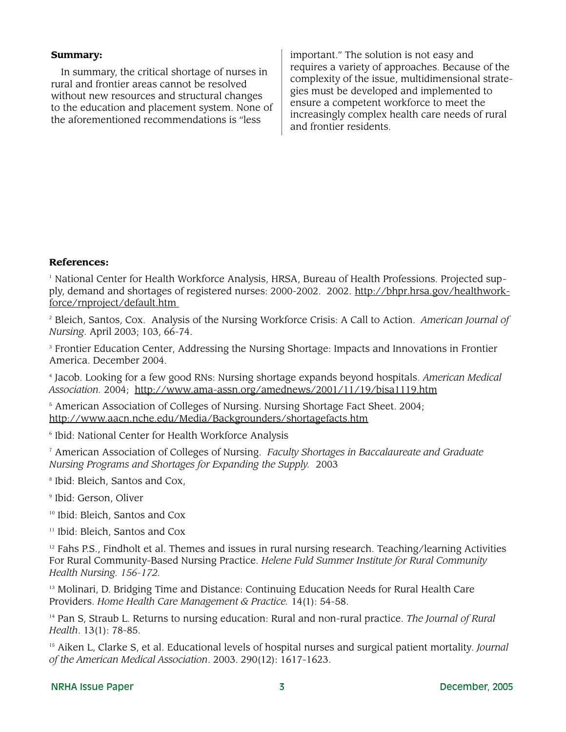**Summary:**

In summary, the critical shortage of nurses in rural and frontier areas cannot be resolved without new resources and structural changes to the education and placement system. None of the aforementioned recommendations is "less important." The solution is not easy and requires a variety of approaches. Because of the complexity of the issue, multidimensional strategies must be developed and implemented to ensure a competent workforce to meet the increasingly complex health care needs of rural and frontier residents.

**References:**

[1] National Center for Health Workforce Analysis, HRSA, Bureau of Health Professions. Projected supply, demand and shortages of registered nurses: 2000-2002. 2002. http://bhpr.hrsa.gov/healthworkforce/rnproject/default.htm

[2] Bleich, Santos, Cox. Analysis of the Nursing Workforce Crisis: A Call to Action. *American Journal of Nursing*. April 2003; 103, 66-74.

[3] Frontier Education Center, Addressing the Nursing Shortage: Impacts and Innovations in Frontier America. December 2004.

[4] Jacob. Looking for a few good RNs: Nursing shortage expands beyond hospitals. *American Medical Association.* 2004; http://www.ama-assn.org/amednews/2001/11/19/bisa1119.htm

[5] American Association of Colleges of Nursing. Nursing Shortage Fact Sheet. 2004; http://www.aacn.nche.edu/Media/Backgrounders/shortagefacts.htm

[6] Ibid: National Center for Health Workforce Analysis

[7] American Association of Colleges of Nursing. *Faculty Shortages in Baccalaureate and Graduate Nursing Programs and Shortages for Expanding the Supply.* 2003

[8] Ibid: Bleich, Santos and Cox,

[9] Ibid: Gerson, Oliver

[10] Ibid: Bleich, Santos and Cox

[11] Ibid: Bleich, Santos and Cox

[12] Fahs P.S., Findholt et al. Themes and issues in rural nursing research. Teaching/learning Activities For Rural Community-Based Nursing Practice. *Helene Fuld Summer Institute for Rural Community Health Nursing. 156-172.*

[13] Molinari, D. Bridging Time and Distance: Continuing Education Needs for Rural Health Care Providers. *Home Health Care Management & Practice.* 14(1): 54-58.

[14] Pan S, Straub L. Returns to nursing education: Rural and non-rural practice. *The Journal of Rural Health*. 13(1): 78-85.

[15] Aiken L, Clarke S, et al. Educational levels of hospital nurses and surgical patient mortality. *Journal of the American Medical Association*. 2003. 290(12): 1617-1623.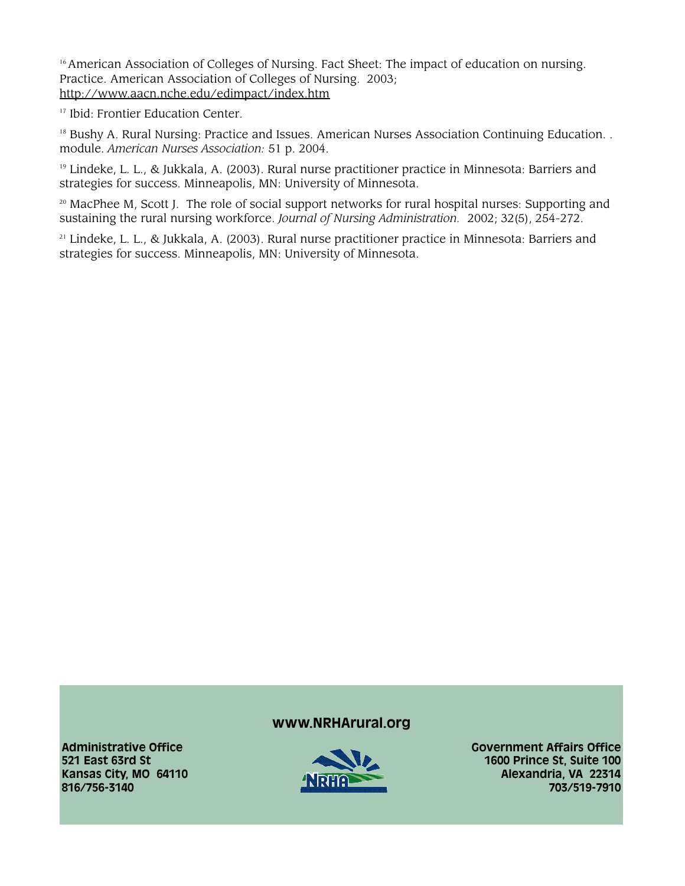[16] American Association of Colleges of Nursing. Fact Sheet: The impact of education on nursing. Practice. American Association of Colleges of Nursing. 2003; http://www.aacn.nche.edu/edimpact/index.htm

[17] Ibid: Frontier Education Center.

[18] Bushy A. Rural Nursing: Practice and Issues. American Nurses Association Continuing Education. . module. *American Nurses Association:* 51 p. 2004.

[19] Lindeke, L. L., & Jukkala, A. (2003). Rural nurse practitioner practice in Minnesota: Barriers and strategies for success. Minneapolis, MN: University of Minnesota.

[20] MacPhee M, Scott J. The role of social support networks for rural hospital nurses: Supporting and sustaining the rural nursing workforce. *Journal of Nursing Administration.* 2002; 32(5), 254-272.

[21] Lindeke, L. L., & Jukkala, A. (2003). Rural nurse practitioner practice in Minnesota: Barriers and strategies for success. Minneapolis, MN: University of Minnesota.

**www.NRHArural.org**

**Administrative Office**
**521 East 63rd St**
**Kansas City, MO 64110**
**816/756-3140**

NRHA

**Government Affairs Office**
**1600 Prince St, Suite 100**
**Alexandria, VA 22314**
**703/519-7910**